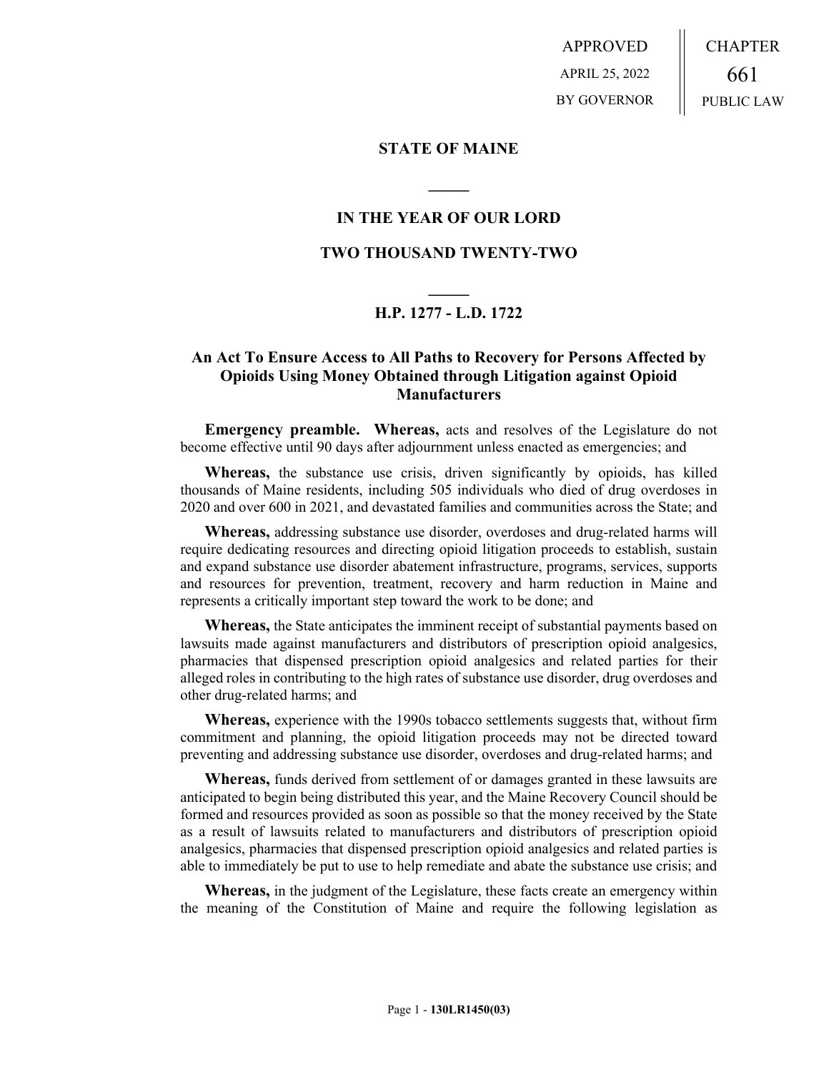APPROVED
APRIL 25, 2022
BY GOVERNOR

CHAPTER
661
PUBLIC LAW

**STATE OF MAINE**

**IN THE YEAR OF OUR LORD**

**TWO THOUSAND TWENTY-TWO**

**H.P. 1277 - L.D. 1722**

## An Act To Ensure Access to All Paths to Recovery for Persons Affected by Opioids Using Money Obtained through Litigation against Opioid Manufacturers

**Emergency preamble. Whereas,** acts and resolves of the Legislature do not become effective until 90 days after adjournment unless enacted as emergencies; and

**Whereas,** the substance use crisis, driven significantly by opioids, has killed thousands of Maine residents, including 505 individuals who died of drug overdoses in 2020 and over 600 in 2021, and devastated families and communities across the State; and

**Whereas,** addressing substance use disorder, overdoses and drug-related harms will require dedicating resources and directing opioid litigation proceeds to establish, sustain and expand substance use disorder abatement infrastructure, programs, services, supports and resources for prevention, treatment, recovery and harm reduction in Maine and represents a critically important step toward the work to be done; and

**Whereas,** the State anticipates the imminent receipt of substantial payments based on lawsuits made against manufacturers and distributors of prescription opioid analgesics, pharmacies that dispensed prescription opioid analgesics and related parties for their alleged roles in contributing to the high rates of substance use disorder, drug overdoses and other drug-related harms; and

**Whereas,** experience with the 1990s tobacco settlements suggests that, without firm commitment and planning, the opioid litigation proceeds may not be directed toward preventing and addressing substance use disorder, overdoses and drug-related harms; and

**Whereas,** funds derived from settlement of or damages granted in these lawsuits are anticipated to begin being distributed this year, and the Maine Recovery Council should be formed and resources provided as soon as possible so that the money received by the State as a result of lawsuits related to manufacturers and distributors of prescription opioid analgesics, pharmacies that dispensed prescription opioid analgesics and related parties is able to immediately be put to use to help remediate and abate the substance use crisis; and

**Whereas,** in the judgment of the Legislature, these facts create an emergency within the meaning of the Constitution of Maine and require the following legislation as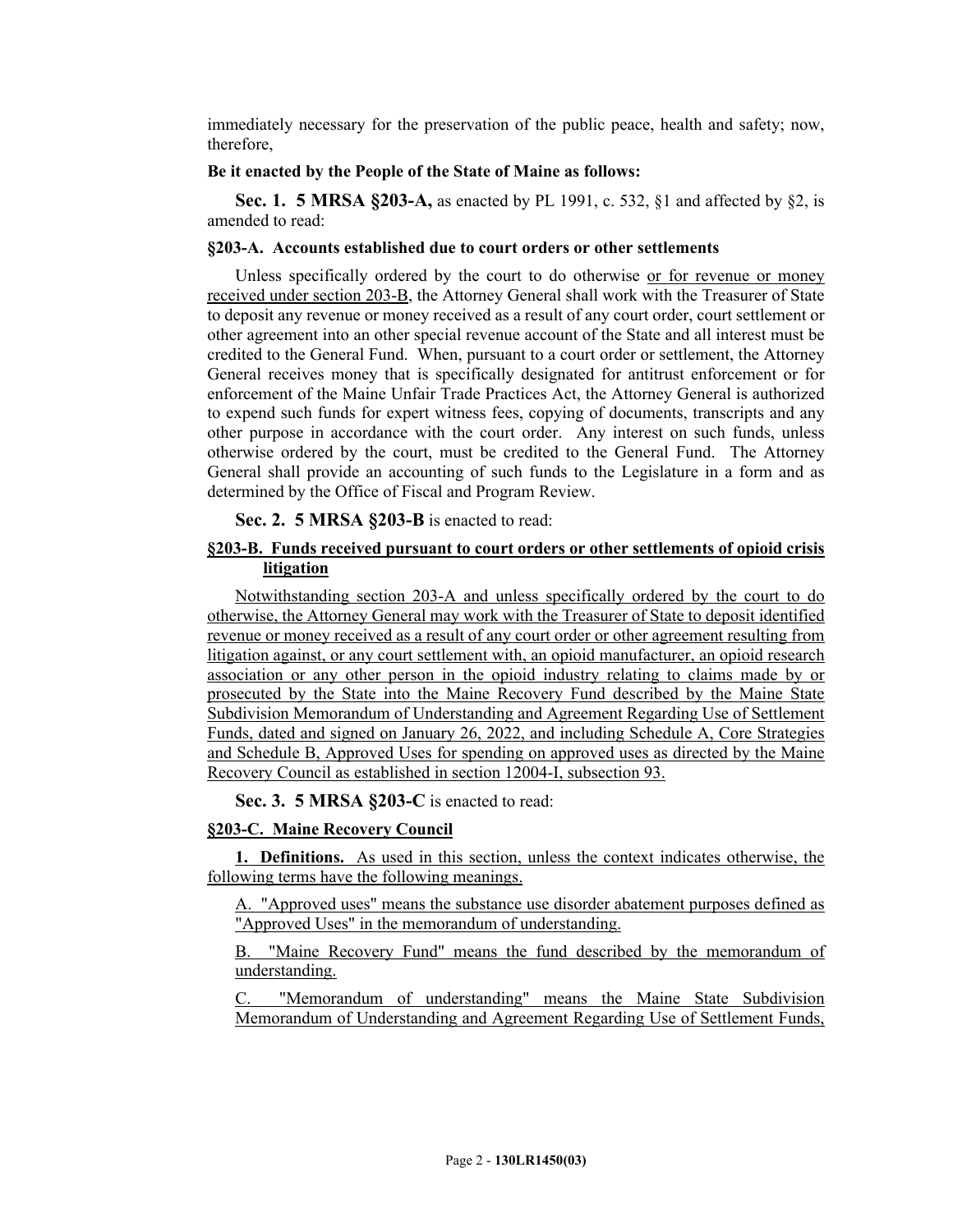immediately necessary for the preservation of the public peace, health and safety; now, therefore,

**Be it enacted by the People of the State of Maine as follows:**

**Sec. 1. 5 MRSA §203-A,** as enacted by PL 1991, c. 532, §1 and affected by §2, is amended to read:

**§203-A. Accounts established due to court orders or other settlements**

Unless specifically ordered by the court to do otherwise or for revenue or money received under section 203-B, the Attorney General shall work with the Treasurer of State to deposit any revenue or money received as a result of any court order, court settlement or other agreement into an other special revenue account of the State and all interest must be credited to the General Fund. When, pursuant to a court order or settlement, the Attorney General receives money that is specifically designated for antitrust enforcement or for enforcement of the Maine Unfair Trade Practices Act, the Attorney General is authorized to expend such funds for expert witness fees, copying of documents, transcripts and any other purpose in accordance with the court order. Any interest on such funds, unless otherwise ordered by the court, must be credited to the General Fund. The Attorney General shall provide an accounting of such funds to the Legislature in a form and as determined by the Office of Fiscal and Program Review.

**Sec. 2. 5 MRSA §203-B** is enacted to read:

**§203-B. Funds received pursuant to court orders or other settlements of opioid crisis litigation**

Notwithstanding section 203-A and unless specifically ordered by the court to do otherwise, the Attorney General may work with the Treasurer of State to deposit identified revenue or money received as a result of any court order or other agreement resulting from litigation against, or any court settlement with, an opioid manufacturer, an opioid research association or any other person in the opioid industry relating to claims made by or prosecuted by the State into the Maine Recovery Fund described by the Maine State Subdivision Memorandum of Understanding and Agreement Regarding Use of Settlement Funds, dated and signed on January 26, 2022, and including Schedule A, Core Strategies and Schedule B, Approved Uses for spending on approved uses as directed by the Maine Recovery Council as established in section 12004-I, subsection 93.

**Sec. 3. 5 MRSA §203-C** is enacted to read:

**§203-C. Maine Recovery Council**

**1. Definitions.** As used in this section, unless the context indicates otherwise, the following terms have the following meanings.

A. "Approved uses" means the substance use disorder abatement purposes defined as "Approved Uses" in the memorandum of understanding.

B. "Maine Recovery Fund" means the fund described by the memorandum of understanding.

C. "Memorandum of understanding" means the Maine State Subdivision Memorandum of Understanding and Agreement Regarding Use of Settlement Funds,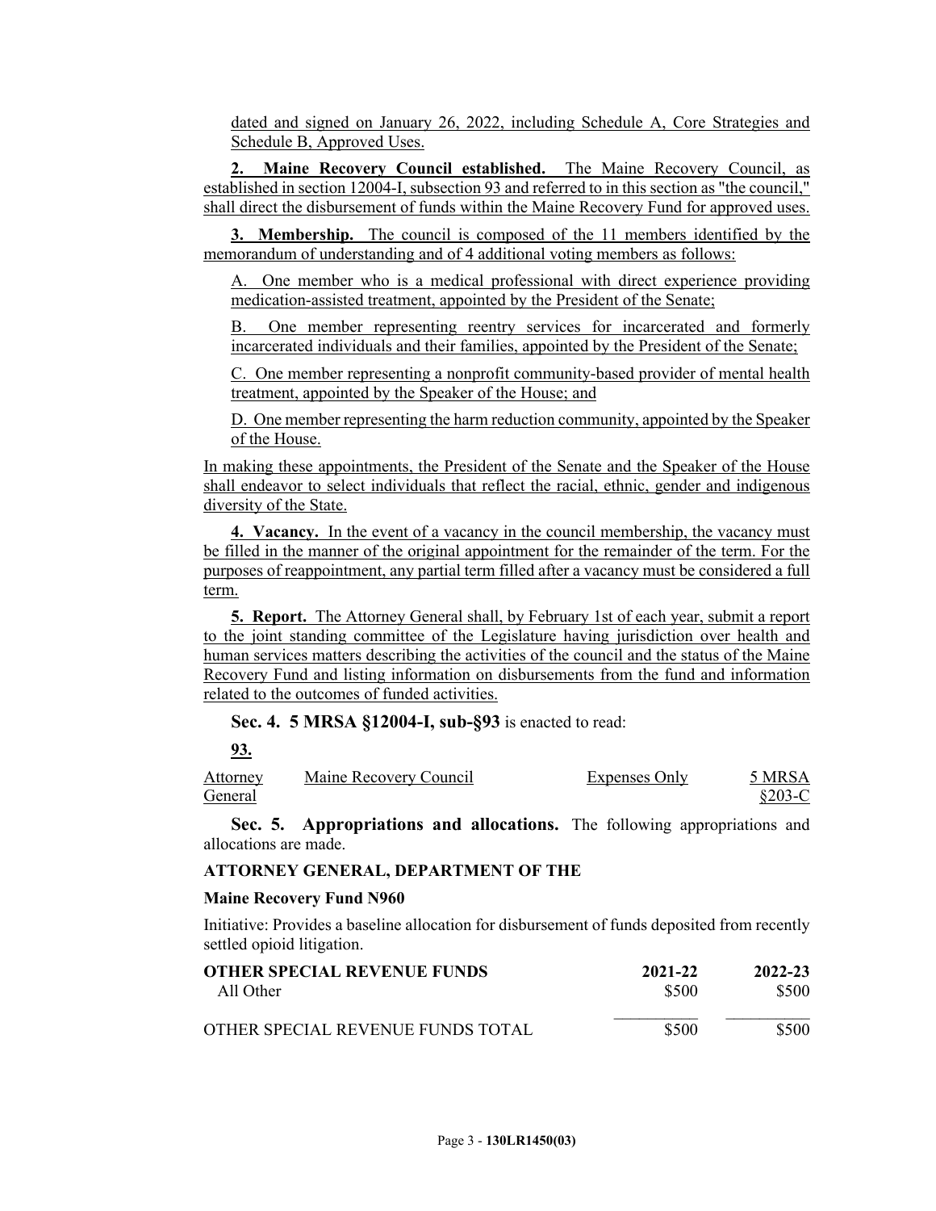dated and signed on January 26, 2022, including Schedule A, Core Strategies and Schedule B, Approved Uses.

**2. Maine Recovery Council established.** The Maine Recovery Council, as established in section 12004-I, subsection 93 and referred to in this section as "the council," shall direct the disbursement of funds within the Maine Recovery Fund for approved uses.

**3. Membership.** The council is composed of the 11 members identified by the memorandum of understanding and of 4 additional voting members as follows:

A. One member who is a medical professional with direct experience providing medication-assisted treatment, appointed by the President of the Senate;

B. One member representing reentry services for incarcerated and formerly incarcerated individuals and their families, appointed by the President of the Senate;

C. One member representing a nonprofit community-based provider of mental health treatment, appointed by the Speaker of the House; and

D. One member representing the harm reduction community, appointed by the Speaker of the House.

In making these appointments, the President of the Senate and the Speaker of the House shall endeavor to select individuals that reflect the racial, ethnic, gender and indigenous diversity of the State.

**4. Vacancy.** In the event of a vacancy in the council membership, the vacancy must be filled in the manner of the original appointment for the remainder of the term. For the purposes of reappointment, any partial term filled after a vacancy must be considered a full term.

**5. Report.** The Attorney General shall, by February 1st of each year, submit a report to the joint standing committee of the Legislature having jurisdiction over health and human services matters describing the activities of the council and the status of the Maine Recovery Fund and listing information on disbursements from the fund and information related to the outcomes of funded activities.

**Sec. 4. 5 MRSA §12004-I, sub-§93** is enacted to read:

**93.**

| Attorney General | Maine Recovery Council | Expenses Only | 5 MRSA §203-C |
|---|---|---|---|

**Sec. 5. Appropriations and allocations.** The following appropriations and allocations are made.

**ATTORNEY GENERAL, DEPARTMENT OF THE**

**Maine Recovery Fund N960**

Initiative: Provides a baseline allocation for disbursement of funds deposited from recently settled opioid litigation.

| OTHER SPECIAL REVENUE FUNDS | 2021-22 | 2022-23 |
|---|---|---|
| All Other | $500 | $500 |
| OTHER SPECIAL REVENUE FUNDS TOTAL | $500 | $500 |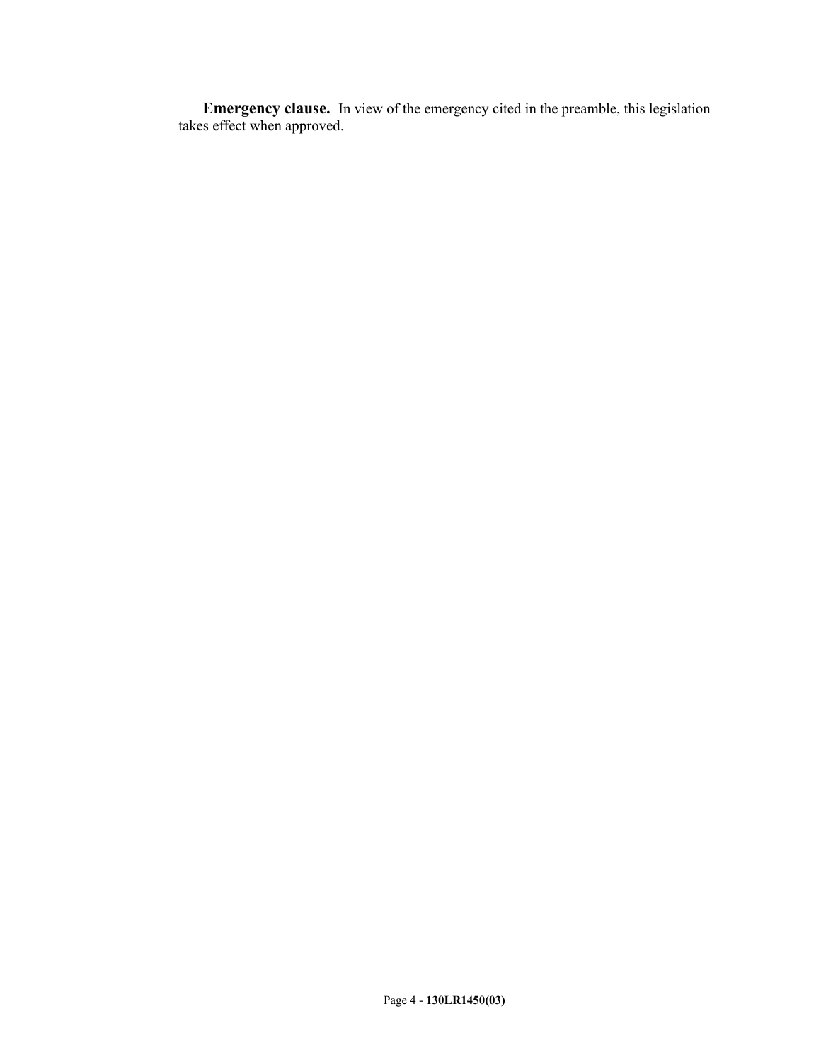**Emergency clause.** In view of the emergency cited in the preamble, this legislation takes effect when approved.